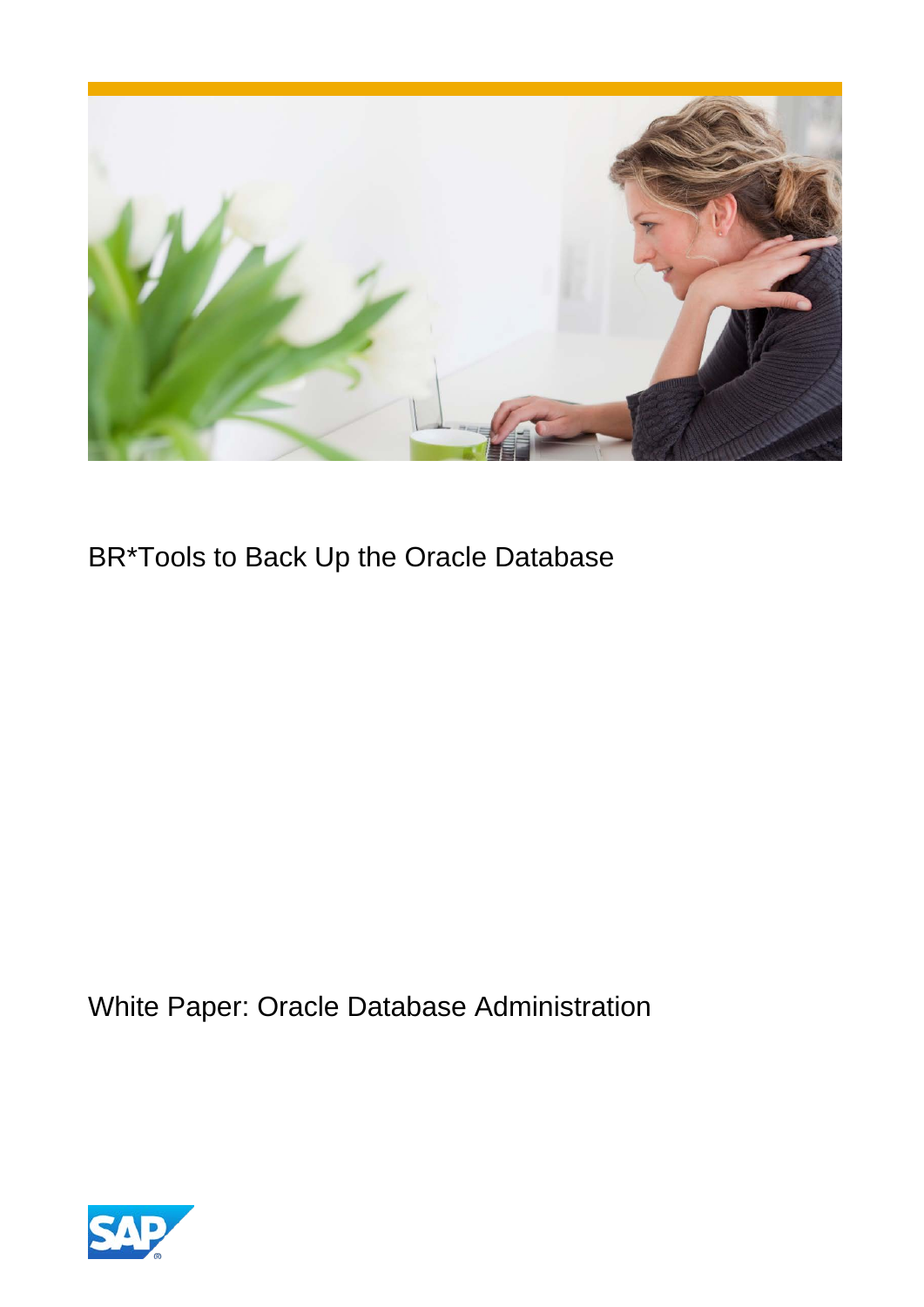# BR*Tools to Back Up the Oracle Database

White Paper: Oracle Database Administration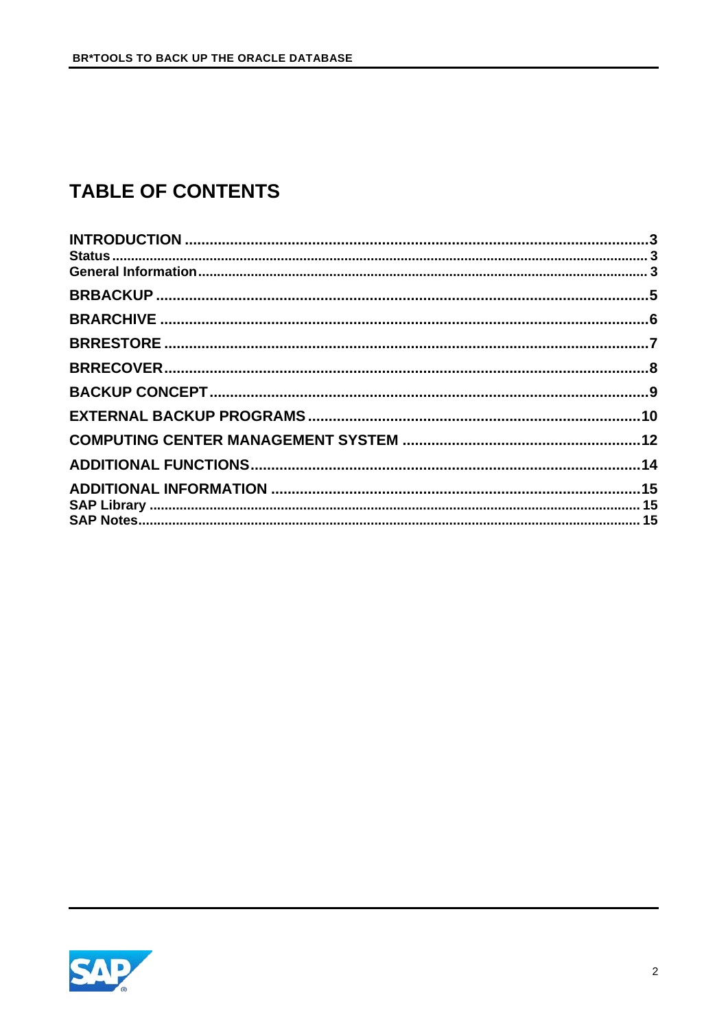# TABLE OF CONTENTS

| | |
|---|---|
| **INTRODUCTION** | **3** |
| **Status** | **3** |
| **General Information** | **3** |
| **BRBACKUP** | **5** |
| **BRARCHIVE** | **6** |
| **BRRESTORE** | **7** |
| **BRRECOVER** | **8** |
| **BACKUP CONCEPT** | **9** |
| **EXTERNAL BACKUP PROGRAMS** | **10** |
| **COMPUTING CENTER MANAGEMENT SYSTEM** | **12** |
| **ADDITIONAL FUNCTIONS** | **14** |
| **ADDITIONAL INFORMATION** | **15** |
| **SAP Library** | **15** |
| **SAP Notes** | **15** |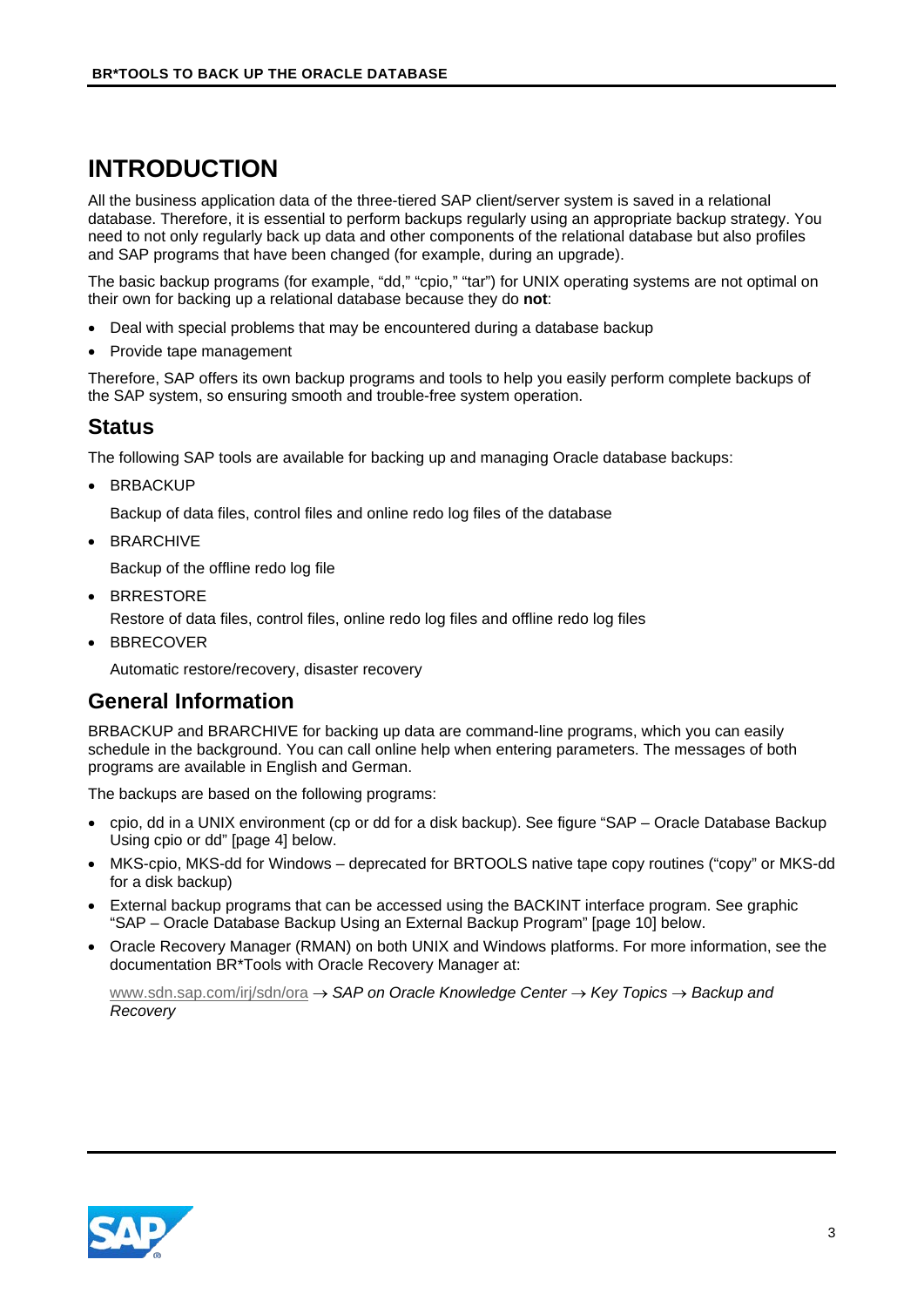# INTRODUCTION

All the business application data of the three-tiered SAP client/server system is saved in a relational database. Therefore, it is essential to perform backups regularly using an appropriate backup strategy. You need to not only regularly back up data and other components of the relational database but also profiles and SAP programs that have been changed (for example, during an upgrade).

The basic backup programs (for example, “dd,” “cpio,” “tar”) for UNIX operating systems are not optimal on their own for backing up a relational database because they do **not**:

- Deal with special problems that may be encountered during a database backup
- Provide tape management

Therefore, SAP offers its own backup programs and tools to help you easily perform complete backups of the SAP system, so ensuring smooth and trouble-free system operation.

## Status

The following SAP tools are available for backing up and managing Oracle database backups:

- BRBACKUP

  Backup of data files, control files and online redo log files of the database

- BRARCHIVE

  Backup of the offline redo log file

- BRRESTORE

  Restore of data files, control files, online redo log files and offline redo log files

- BBRECOVER

  Automatic restore/recovery, disaster recovery

## General Information

BRBACKUP and BRARCHIVE for backing up data are command-line programs, which you can easily schedule in the background. You can call online help when entering parameters. The messages of both programs are available in English and German.

The backups are based on the following programs:

- cpio, dd in a UNIX environment (cp or dd for a disk backup). See figure “SAP – Oracle Database Backup Using cpio or dd” [page 4] below.
- MKS-cpio, MKS-dd for Windows – deprecated for BRTOOLS native tape copy routines (“copy” or MKS-dd for a disk backup)
- External backup programs that can be accessed using the BACKINT interface program. See graphic “SAP – Oracle Database Backup Using an External Backup Program” [page 10] below.
- Oracle Recovery Manager (RMAN) on both UNIX and Windows platforms. For more information, see the documentation BR*Tools with Oracle Recovery Manager at:

  www.sdn.sap.com/irj/sdn/ora → *SAP on Oracle Knowledge Center* → *Key Topics* → *Backup and Recovery*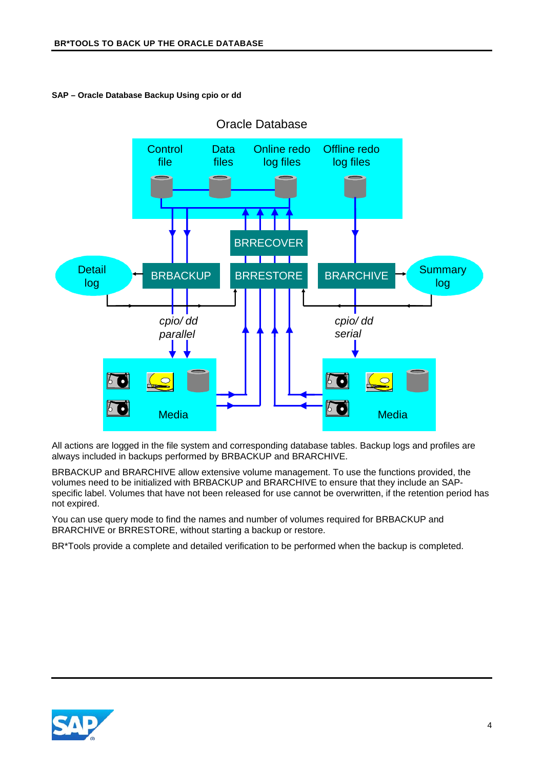**SAP – Oracle Database Backup Using cpio or dd**

Oracle Database

Control file | Data files | Online redo log files | Offline redo log files

BRRECOVER

Detail log | BRBACKUP | BRRESTORE | BRARCHIVE | Summary log

*cpio/ dd parallel* | *cpio/ dd serial*

Media | Media

All actions are logged in the file system and corresponding database tables. Backup logs and profiles are always included in backups performed by BRBACKUP and BRARCHIVE.

BRBACKUP and BRARCHIVE allow extensive volume management. To use the functions provided, the volumes need to be initialized with BRBACKUP and BRARCHIVE to ensure that they include an SAP-specific label. Volumes that have not been released for use cannot be overwritten, if the retention period has not expired.

You can use query mode to find the names and number of volumes required for BRBACKUP and BRARCHIVE or BRRESTORE, without starting a backup or restore.

BR*Tools provide a complete and detailed verification to be performed when the backup is completed.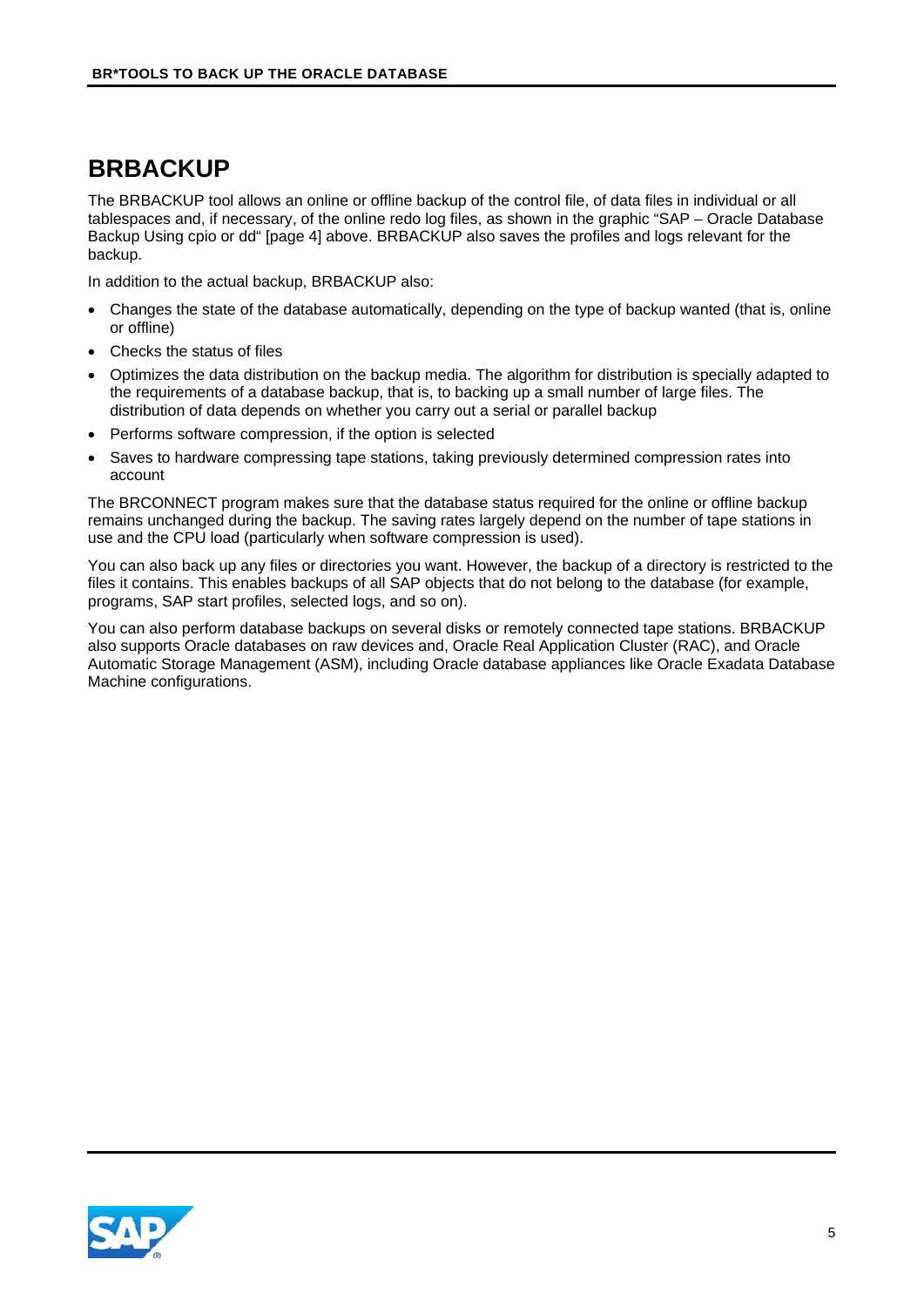# BRBACKUP

The BRBACKUP tool allows an online or offline backup of the control file, of data files in individual or all tablespaces and, if necessary, of the online redo log files, as shown in the graphic "SAP – Oracle Database Backup Using cpio or dd" [page 4] above. BRBACKUP also saves the profiles and logs relevant for the backup.

In addition to the actual backup, BRBACKUP also:

- Changes the state of the database automatically, depending on the type of backup wanted (that is, online or offline)
- Checks the status of files
- Optimizes the data distribution on the backup media. The algorithm for distribution is specially adapted to the requirements of a database backup, that is, to backing up a small number of large files. The distribution of data depends on whether you carry out a serial or parallel backup
- Performs software compression, if the option is selected
- Saves to hardware compressing tape stations, taking previously determined compression rates into account

The BRCONNECT program makes sure that the database status required for the online or offline backup remains unchanged during the backup. The saving rates largely depend on the number of tape stations in use and the CPU load (particularly when software compression is used).

You can also back up any files or directories you want. However, the backup of a directory is restricted to the files it contains. This enables backups of all SAP objects that do not belong to the database (for example, programs, SAP start profiles, selected logs, and so on).

You can also perform database backups on several disks or remotely connected tape stations. BRBACKUP also supports Oracle databases on raw devices and, Oracle Real Application Cluster (RAC), and Oracle Automatic Storage Management (ASM), including Oracle database appliances like Oracle Exadata Database Machine configurations.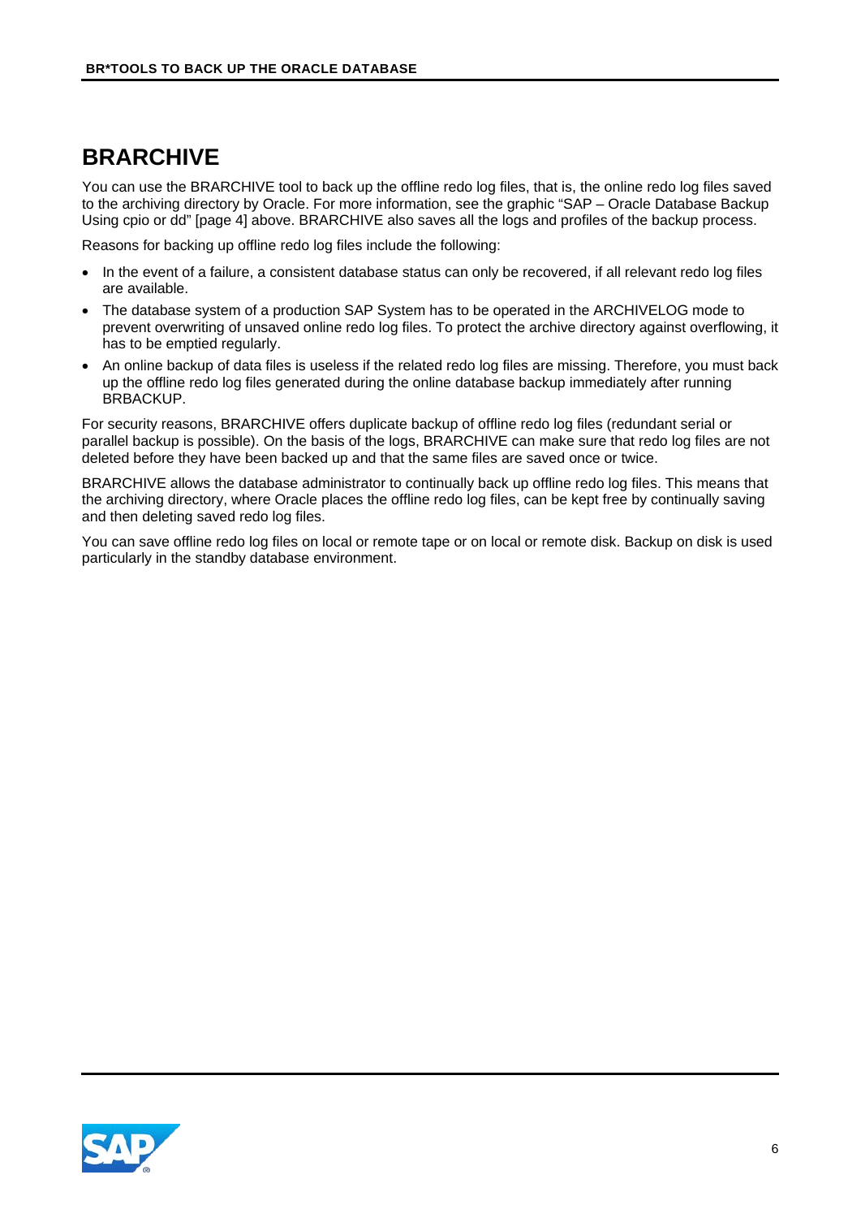# BRARCHIVE

You can use the BRARCHIVE tool to back up the offline redo log files, that is, the online redo log files saved to the archiving directory by Oracle. For more information, see the graphic "SAP – Oracle Database Backup Using cpio or dd" [page 4] above. BRARCHIVE also saves all the logs and profiles of the backup process.

Reasons for backing up offline redo log files include the following:

- In the event of a failure, a consistent database status can only be recovered, if all relevant redo log files are available.
- The database system of a production SAP System has to be operated in the ARCHIVELOG mode to prevent overwriting of unsaved online redo log files. To protect the archive directory against overflowing, it has to be emptied regularly.
- An online backup of data files is useless if the related redo log files are missing. Therefore, you must back up the offline redo log files generated during the online database backup immediately after running BRBACKUP.

For security reasons, BRARCHIVE offers duplicate backup of offline redo log files (redundant serial or parallel backup is possible). On the basis of the logs, BRARCHIVE can make sure that redo log files are not deleted before they have been backed up and that the same files are saved once or twice.

BRARCHIVE allows the database administrator to continually back up offline redo log files. This means that the archiving directory, where Oracle places the offline redo log files, can be kept free by continually saving and then deleting saved redo log files.

You can save offline redo log files on local or remote tape or on local or remote disk. Backup on disk is used particularly in the standby database environment.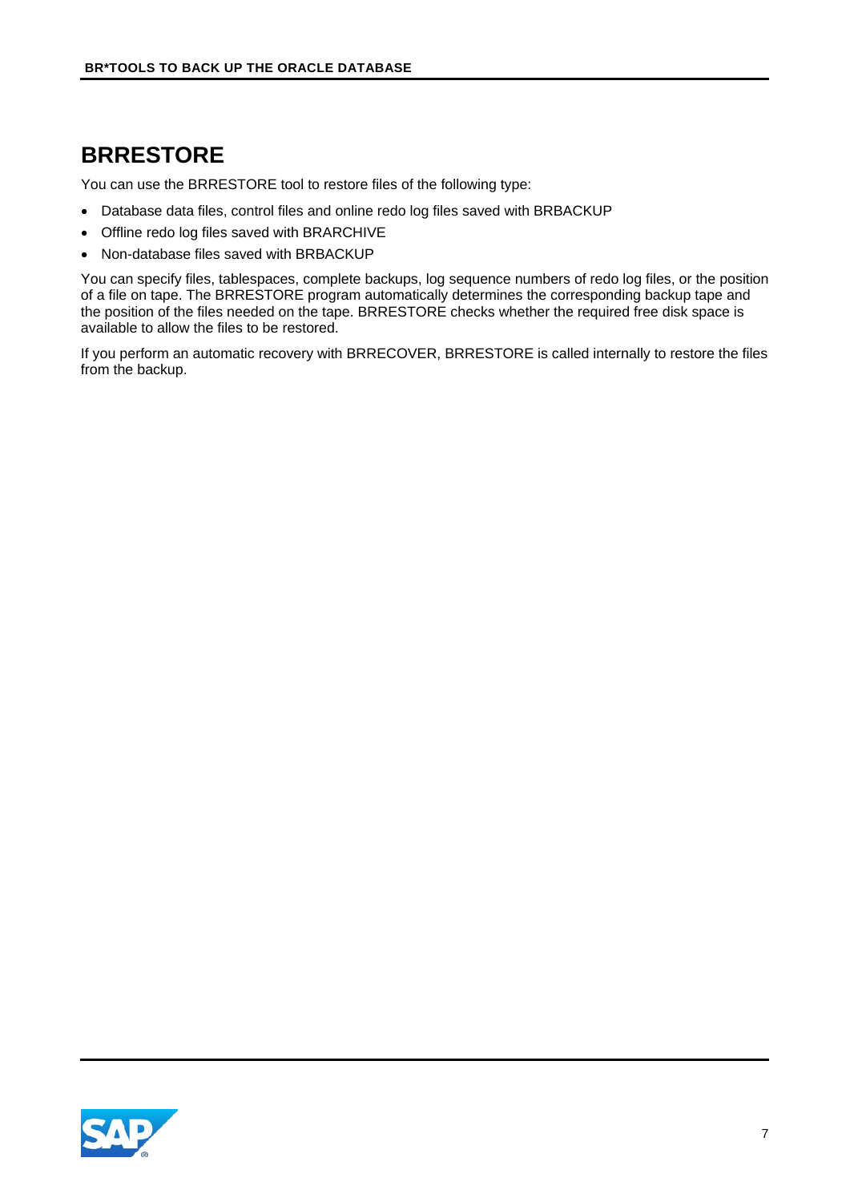## BRRESTORE

You can use the BRRESTORE tool to restore files of the following type:

- Database data files, control files and online redo log files saved with BRBACKUP
- Offline redo log files saved with BRARCHIVE
- Non-database files saved with BRBACKUP

You can specify files, tablespaces, complete backups, log sequence numbers of redo log files, or the position of a file on tape. The BRRESTORE program automatically determines the corresponding backup tape and the position of the files needed on the tape. BRRESTORE checks whether the required free disk space is available to allow the files to be restored.

If you perform an automatic recovery with BRRECOVER, BRRESTORE is called internally to restore the files from the backup.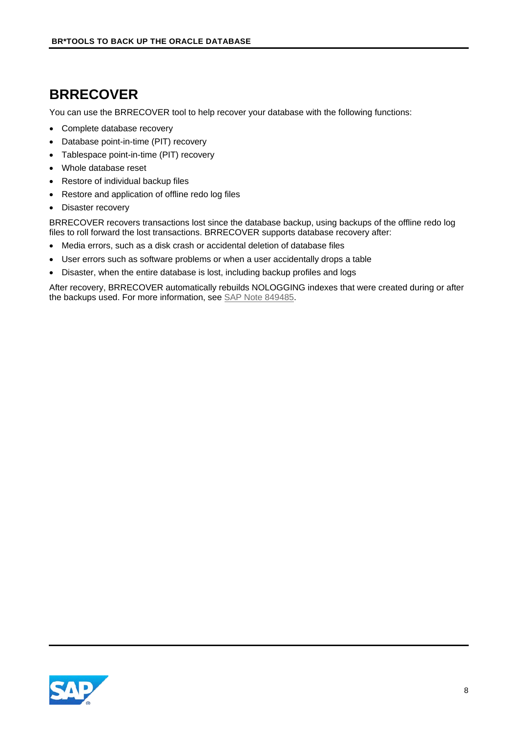# BRRECOVER

You can use the BRRECOVER tool to help recover your database with the following functions:

- Complete database recovery
- Database point-in-time (PIT) recovery
- Tablespace point-in-time (PIT) recovery
- Whole database reset
- Restore of individual backup files
- Restore and application of offline redo log files
- Disaster recovery

BRRECOVER recovers transactions lost since the database backup, using backups of the offline redo log files to roll forward the lost transactions. BRRECOVER supports database recovery after:

- Media errors, such as a disk crash or accidental deletion of database files
- User errors such as software problems or when a user accidentally drops a table
- Disaster, when the entire database is lost, including backup profiles and logs

After recovery, BRRECOVER automatically rebuilds NOLOGGING indexes that were created during or after the backups used. For more information, see SAP Note 849485.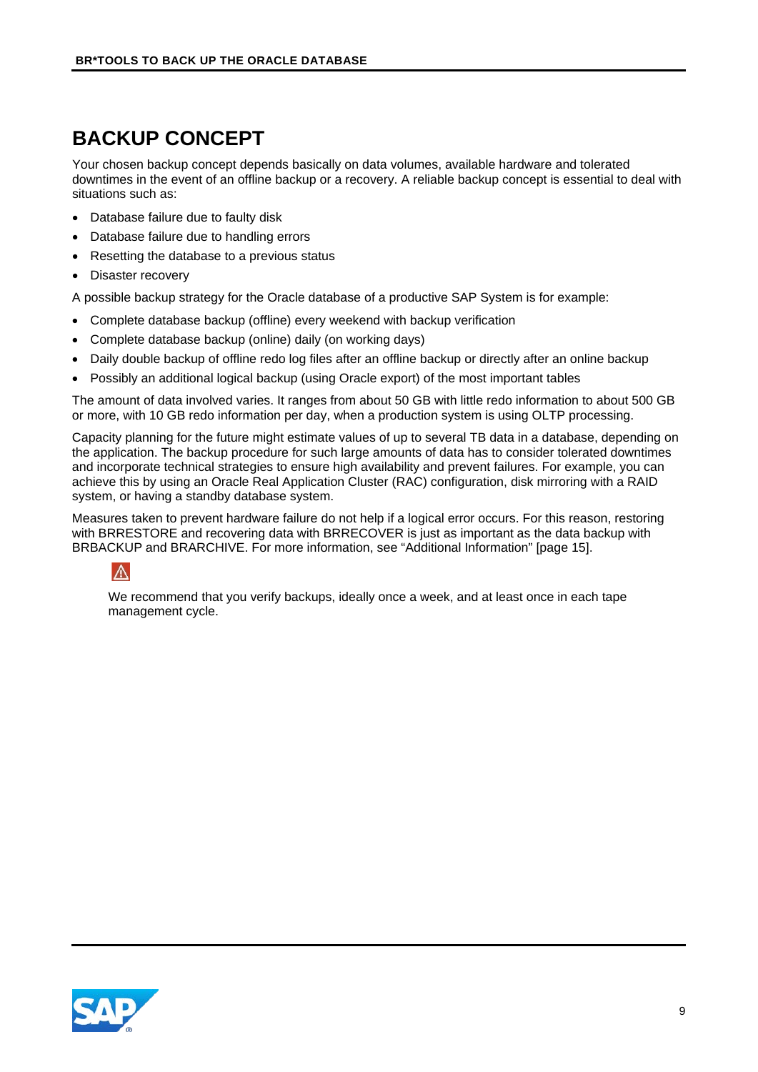# BACKUP CONCEPT

Your chosen backup concept depends basically on data volumes, available hardware and tolerated downtimes in the event of an offline backup or a recovery. A reliable backup concept is essential to deal with situations such as:

- Database failure due to faulty disk
- Database failure due to handling errors
- Resetting the database to a previous status
- Disaster recovery

A possible backup strategy for the Oracle database of a productive SAP System is for example:

- Complete database backup (offline) every weekend with backup verification
- Complete database backup (online) daily (on working days)
- Daily double backup of offline redo log files after an offline backup or directly after an online backup
- Possibly an additional logical backup (using Oracle export) of the most important tables

The amount of data involved varies. It ranges from about 50 GB with little redo information to about 500 GB or more, with 10 GB redo information per day, when a production system is using OLTP processing.

Capacity planning for the future might estimate values of up to several TB data in a database, depending on the application. The backup procedure for such large amounts of data has to consider tolerated downtimes and incorporate technical strategies to ensure high availability and prevent failures. For example, you can achieve this by using an Oracle Real Application Cluster (RAC) configuration, disk mirroring with a RAID system, or having a standby database system.

Measures taken to prevent hardware failure do not help if a logical error occurs. For this reason, restoring with BRRESTORE and recovering data with BRRECOVER is just as important as the data backup with BRBACKUP and BRARCHIVE. For more information, see “Additional Information” [page 15].

⚠

We recommend that you verify backups, ideally once a week, and at least once in each tape management cycle.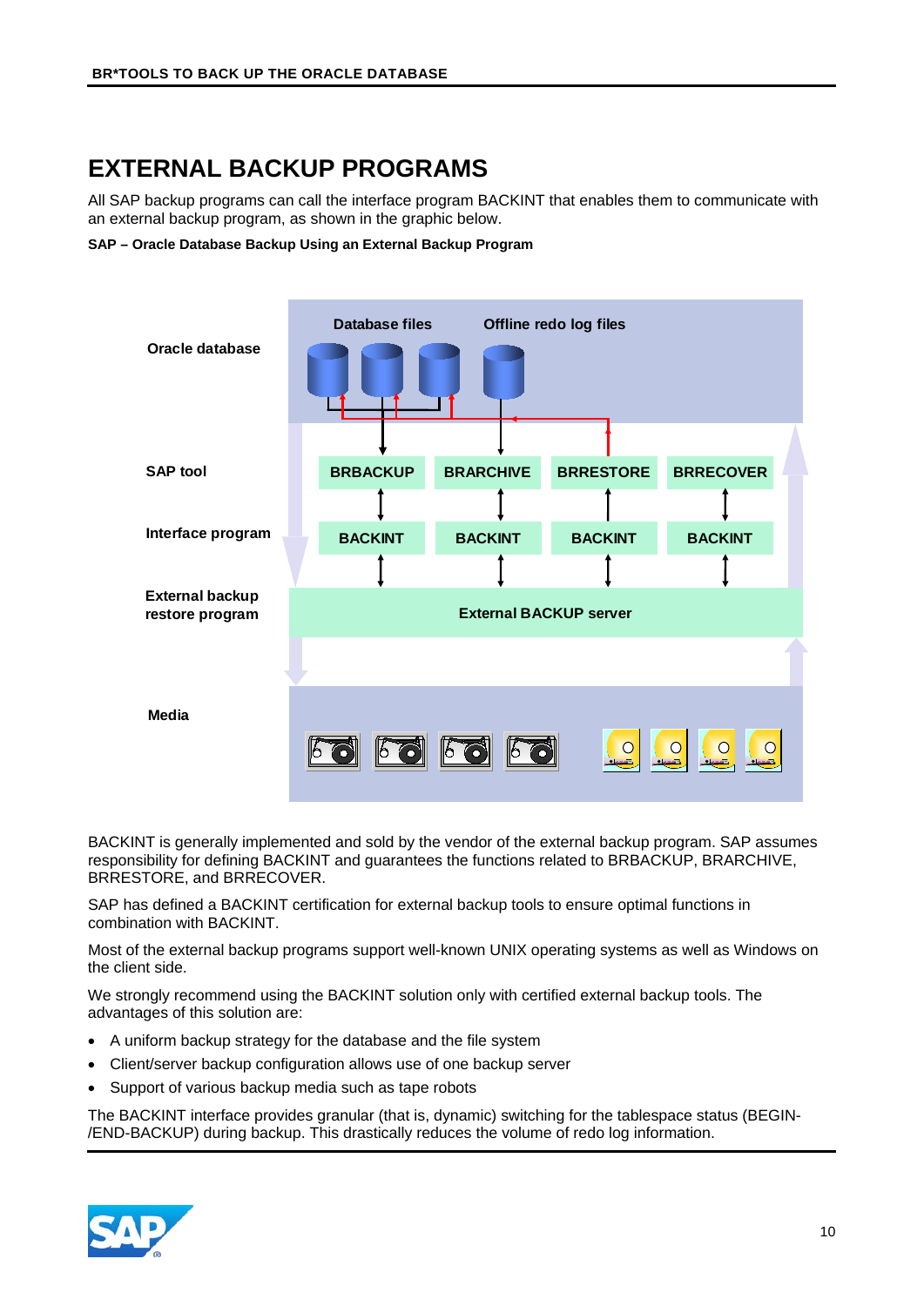# EXTERNAL BACKUP PROGRAMS

All SAP backup programs can call the interface program BACKINT that enables them to communicate with an external backup program, as shown in the graphic below.

**SAP – Oracle Database Backup Using an External Backup Program**

BACKINT is generally implemented and sold by the vendor of the external backup program. SAP assumes responsibility for defining BACKINT and guarantees the functions related to BRBACKUP, BRARCHIVE, BRRESTORE, and BRRECOVER.

SAP has defined a BACKINT certification for external backup tools to ensure optimal functions in combination with BACKINT.

Most of the external backup programs support well-known UNIX operating systems as well as Windows on the client side.

We strongly recommend using the BACKINT solution only with certified external backup tools. The advantages of this solution are:

- A uniform backup strategy for the database and the file system
- Client/server backup configuration allows use of one backup server
- Support of various backup media such as tape robots

The BACKINT interface provides granular (that is, dynamic) switching for the tablespace status (BEGIN-/END-BACKUP) during backup. This drastically reduces the volume of redo log information.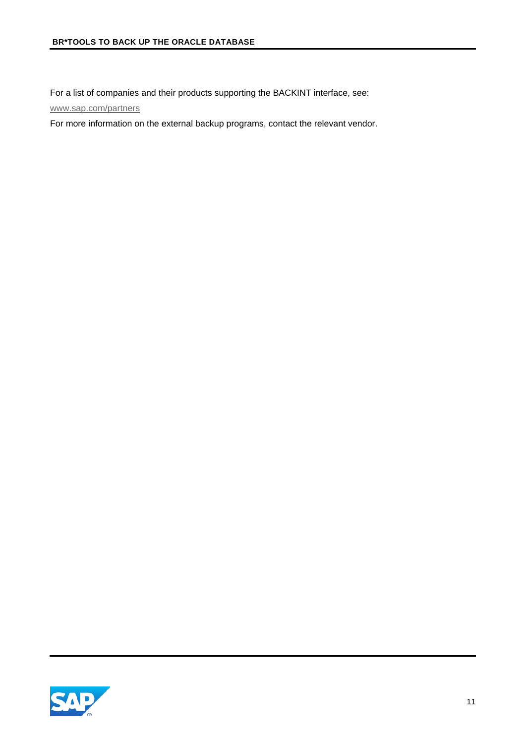For a list of companies and their products supporting the BACKINT interface, see:

www.sap.com/partners

For more information on the external backup programs, contact the relevant vendor.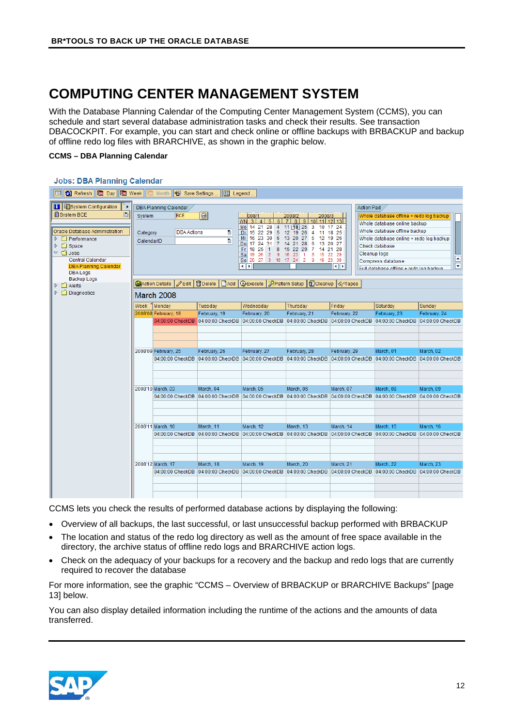# COMPUTING CENTER MANAGEMENT SYSTEM

With the Database Planning Calendar of the Computing Center Management System (CCMS), you can schedule and start several database administration tasks and check their results. See transaction DBACOCKPIT. For example, you can start and check online or offline backups with BRBACKUP and backup of offline redo log files with BRARCHIVE, as shown in the graphic below.

**CCMS – DBA Planning Calendar**

CCMS lets you check the results of performed database actions by displaying the following:

- Overview of all backups, the last successful, or last unsuccessful backup performed with BRBACKUP
- The location and status of the redo log directory as well as the amount of free space available in the directory, the archive status of offline redo logs and BRARCHIVE action logs.
- Check on the adequacy of your backups for a recovery and the backup and redo logs that are currently required to recover the database

For more information, see the graphic "CCMS – Overview of BRBACKUP or BRARCHIVE Backups" [page 13] below.

You can also display detailed information including the runtime of the actions and the amounts of data transferred.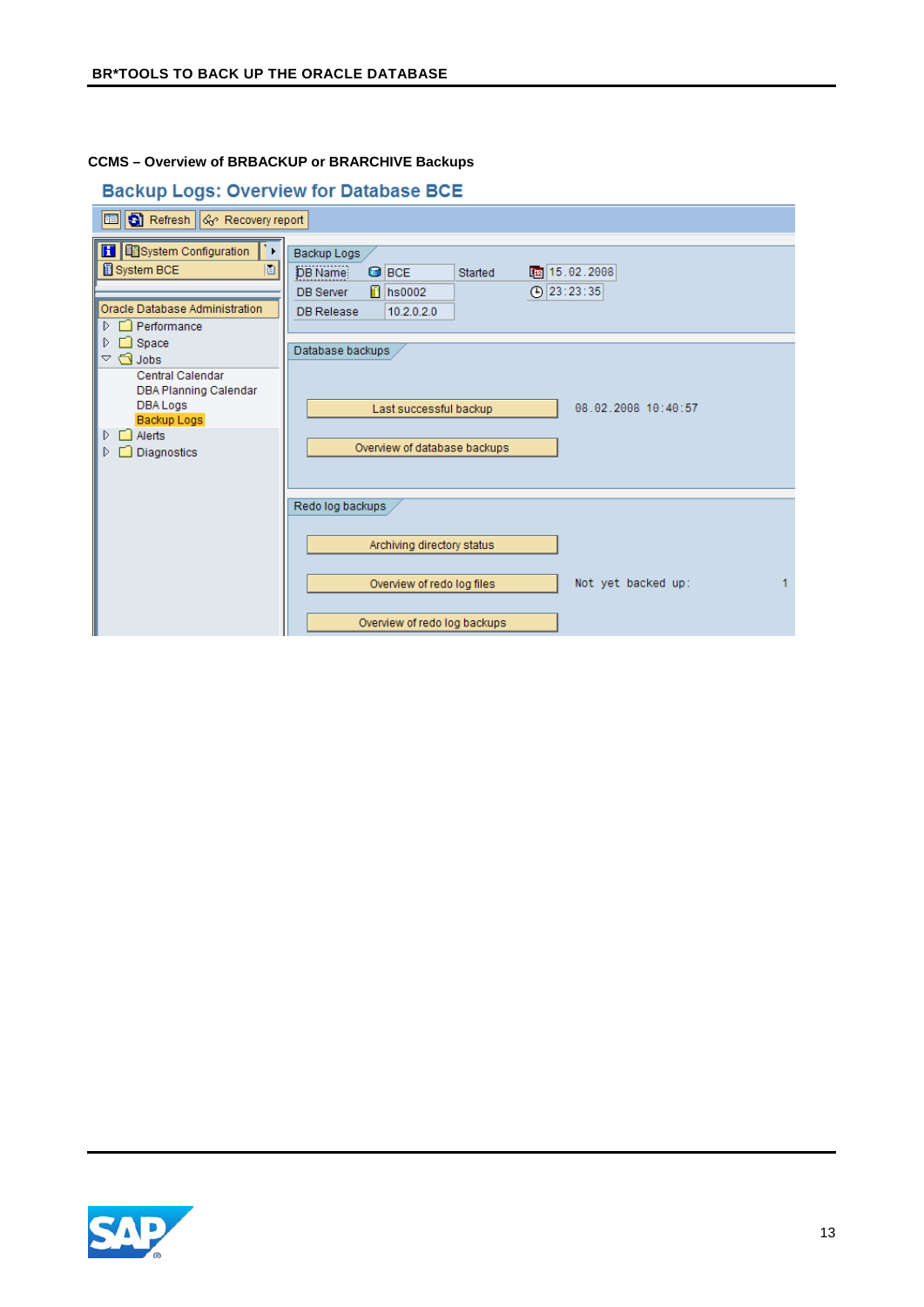**CCMS – Overview of BRBACKUP or BRARCHIVE Backups**

## Backup Logs: Overview for Database BCE

Refresh | Recovery report

System Configuration

System BCE

Oracle Database Administration

- Performance
- Space
- Jobs
  - Central Calendar
  - DBA Planning Calendar
  - DBA Logs
  - Backup Logs
- Alerts
- Diagnostics

**Backup Logs**

| | | | |
|---|---|---|---|
| DB Name | BCE | Started | 15.02.2008 |
| DB Server | hs0002 | | 23:23:35 |
| DB Release | 10.2.0.2.0 | | |

**Database backups**

Last successful backup — 08.02.2008 10:40:57

Overview of database backups

**Redo log backups**

Archiving directory status

Overview of redo log files — Not yet backed up: 1

Overview of redo log backups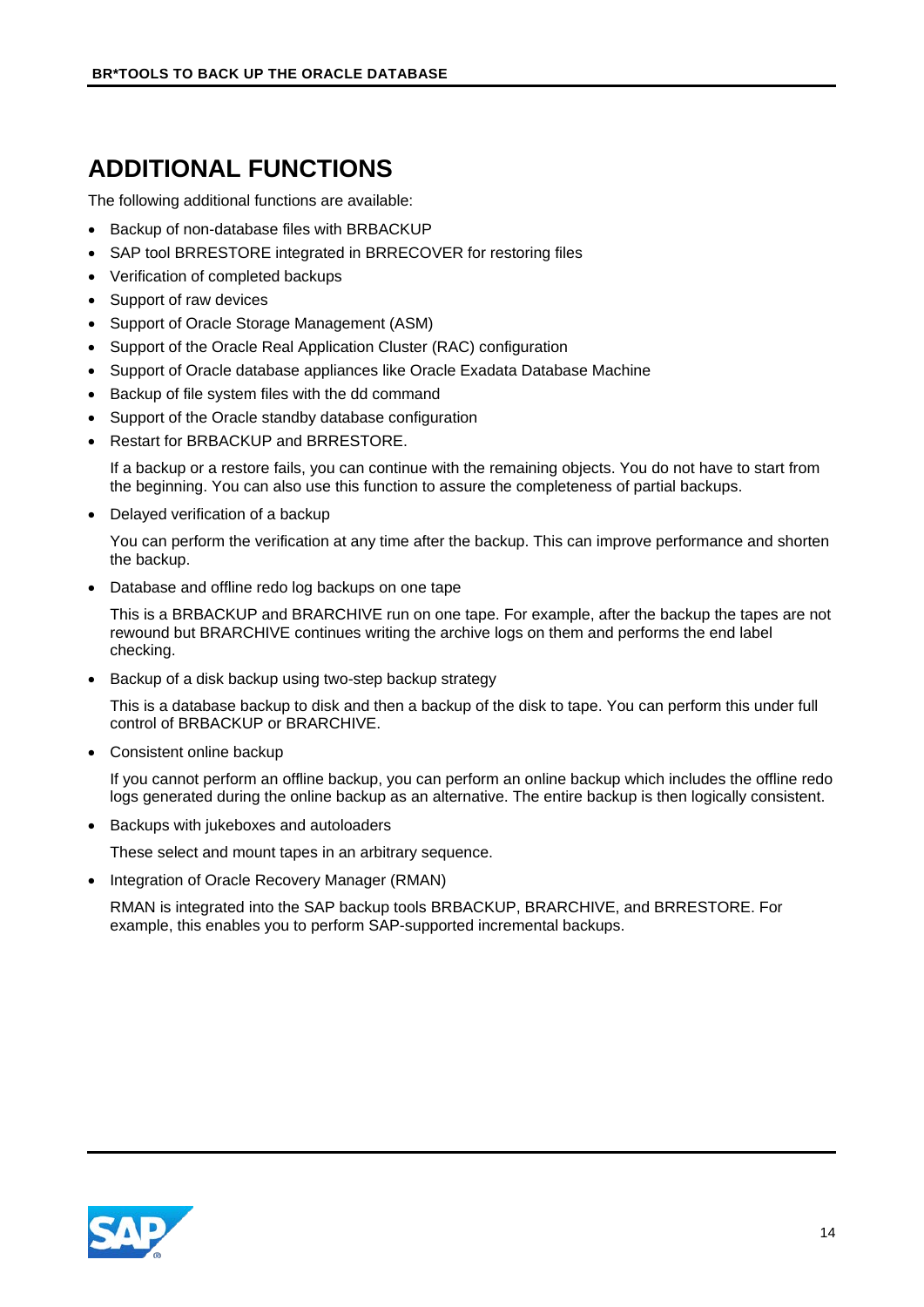# ADDITIONAL FUNCTIONS

The following additional functions are available:

- Backup of non-database files with BRBACKUP
- SAP tool BRRESTORE integrated in BRRECOVER for restoring files
- Verification of completed backups
- Support of raw devices
- Support of Oracle Storage Management (ASM)
- Support of the Oracle Real Application Cluster (RAC) configuration
- Support of Oracle database appliances like Oracle Exadata Database Machine
- Backup of file system files with the dd command
- Support of the Oracle standby database configuration
- Restart for BRBACKUP and BRRESTORE.

  If a backup or a restore fails, you can continue with the remaining objects. You do not have to start from the beginning. You can also use this function to assure the completeness of partial backups.

- Delayed verification of a backup

  You can perform the verification at any time after the backup. This can improve performance and shorten the backup.

- Database and offline redo log backups on one tape

  This is a BRBACKUP and BRARCHIVE run on one tape. For example, after the backup the tapes are not rewound but BRARCHIVE continues writing the archive logs on them and performs the end label checking.

- Backup of a disk backup using two-step backup strategy

  This is a database backup to disk and then a backup of the disk to tape. You can perform this under full control of BRBACKUP or BRARCHIVE.

- Consistent online backup

  If you cannot perform an offline backup, you can perform an online backup which includes the offline redo logs generated during the online backup as an alternative. The entire backup is then logically consistent.

- Backups with jukeboxes and autoloaders

  These select and mount tapes in an arbitrary sequence.

- Integration of Oracle Recovery Manager (RMAN)

  RMAN is integrated into the SAP backup tools BRBACKUP, BRARCHIVE, and BRRESTORE. For example, this enables you to perform SAP-supported incremental backups.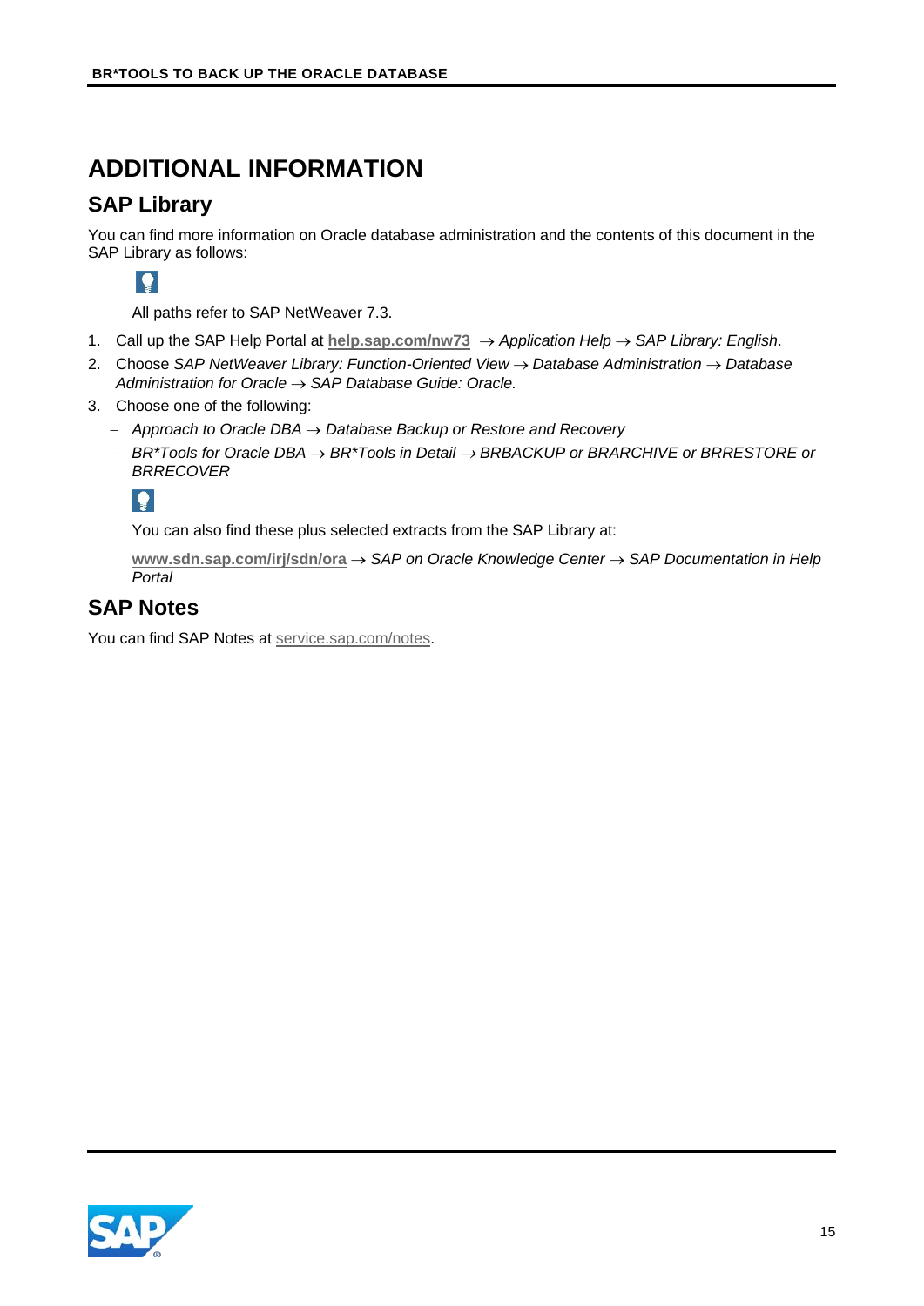# ADDITIONAL INFORMATION

## SAP Library

You can find more information on Oracle database administration and the contents of this document in the SAP Library as follows:

All paths refer to SAP NetWeaver 7.3.

1. Call up the SAP Help Portal at **help.sap.com/nw73** → *Application Help* → *SAP Library: English*.
2. Choose *SAP NetWeaver Library: Function-Oriented View* → *Database Administration* → *Database Administration for Oracle* → *SAP Database Guide: Oracle.*
3. Choose one of the following:
   - *Approach to Oracle DBA* → *Database Backup or Restore and Recovery*
   - *BR*Tools for Oracle DBA* → *BR*Tools in Detail* → *BRBACKUP or BRARCHIVE or BRRESTORE or BRRECOVER*

   You can also find these plus selected extracts from the SAP Library at:

   **www.sdn.sap.com/irj/sdn/ora** → *SAP on Oracle Knowledge Center* → *SAP Documentation in Help Portal*

## SAP Notes

You can find SAP Notes at service.sap.com/notes.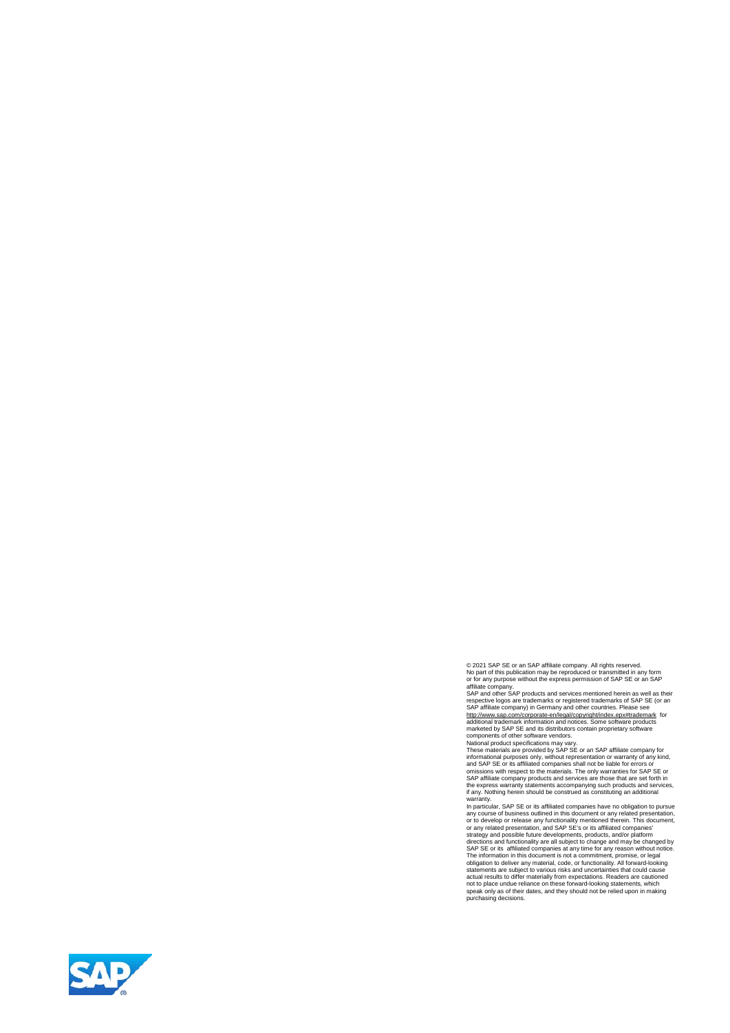© 2021 SAP SE or an SAP affiliate company. All rights reserved.
No part of this publication may be reproduced or transmitted in any form or for any purpose without the express permission of SAP SE or an SAP affiliate company.

SAP and other SAP products and services mentioned herein as well as their respective logos are trademarks or registered trademarks of SAP SE (or an SAP affiliate company) in Germany and other countries. Please see http://www.sap.com/corporate-en/legal/copyright/index.epx#trademark for additional trademark information and notices. Some software products marketed by SAP SE and its distributors contain proprietary software components of other software vendors.

National product specifications may vary.

These materials are provided by SAP SE or an SAP affiliate company for informational purposes only, without representation or warranty of any kind, and SAP SE or its affiliated companies shall not be liable for errors or omissions with respect to the materials. The only warranties for SAP SE or SAP affiliate company products and services are those that are set forth in the express warranty statements accompanying such products and services, if any. Nothing herein should be construed as constituting an additional warranty.

In particular, SAP SE or its affiliated companies have no obligation to pursue any course of business outlined in this document or any related presentation, or to develop or release any functionality mentioned therein. This document, or any related presentation, and SAP SE's or its affiliated companies' strategy and possible future developments, products, and/or platform directions and functionality are all subject to change and may be changed by SAP SE or its affiliated companies at any time for any reason without notice. The information in this document is not a commitment, promise, or legal obligation to deliver any material, code, or functionality. All forward-looking statements are subject to various risks and uncertainties that could cause actual results to differ materially from expectations. Readers are cautioned not to place undue reliance on these forward-looking statements, which speak only as of their dates, and they should not be relied upon in making purchasing decisions.